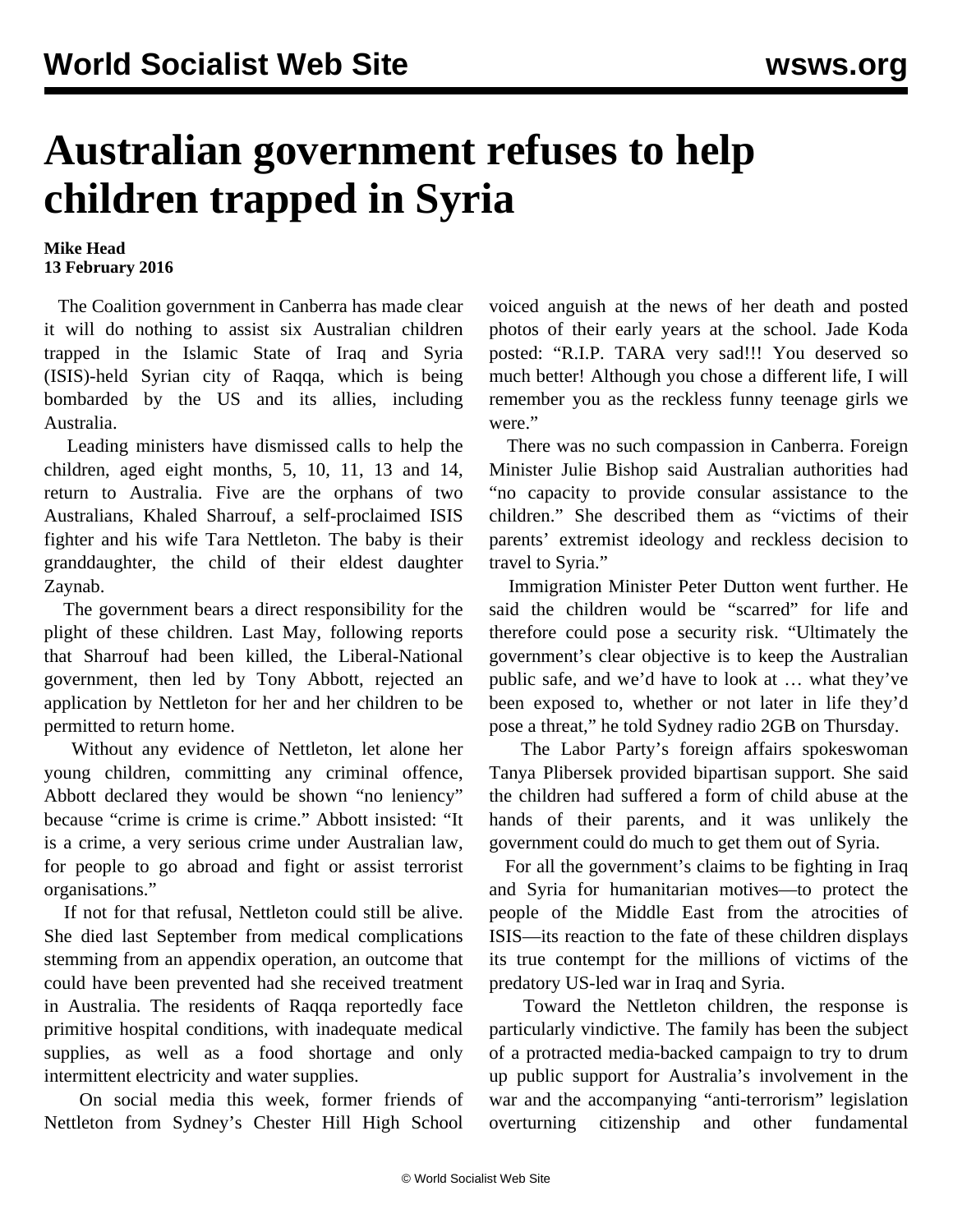# Australian government refuses to help children trapped in Syria

**Mike Head**
**13 February 2016**

The Coalition government in Canberra has made clear it will do nothing to assist six Australian children trapped in the Islamic State of Iraq and Syria (ISIS)-held Syrian city of Raqqa, which is being bombarded by the US and its allies, including Australia.

Leading ministers have dismissed calls to help the children, aged eight months, 5, 10, 11, 13 and 14, return to Australia. Five are the orphans of two Australians, Khaled Sharrouf, a self-proclaimed ISIS fighter and his wife Tara Nettleton. The baby is their granddaughter, the child of their eldest daughter Zaynab.

The government bears a direct responsibility for the plight of these children. Last May, following reports that Sharrouf had been killed, the Liberal-National government, then led by Tony Abbott, rejected an application by Nettleton for her and her children to be permitted to return home.

Without any evidence of Nettleton, let alone her young children, committing any criminal offence, Abbott declared they would be shown "no leniency" because "crime is crime is crime." Abbott insisted: "It is a crime, a very serious crime under Australian law, for people to go abroad and fight or assist terrorist organisations."

If not for that refusal, Nettleton could still be alive. She died last September from medical complications stemming from an appendix operation, an outcome that could have been prevented had she received treatment in Australia. The residents of Raqqa reportedly face primitive hospital conditions, with inadequate medical supplies, as well as a food shortage and only intermittent electricity and water supplies.

On social media this week, former friends of Nettleton from Sydney's Chester Hill High School voiced anguish at the news of her death and posted photos of their early years at the school. Jade Koda posted: "R.I.P. TARA very sad!!! You deserved so much better! Although you chose a different life, I will remember you as the reckless funny teenage girls we were."

There was no such compassion in Canberra. Foreign Minister Julie Bishop said Australian authorities had "no capacity to provide consular assistance to the children." She described them as "victims of their parents' extremist ideology and reckless decision to travel to Syria."

Immigration Minister Peter Dutton went further. He said the children would be "scarred" for life and therefore could pose a security risk. "Ultimately the government's clear objective is to keep the Australian public safe, and we'd have to look at … what they've been exposed to, whether or not later in life they'd pose a threat," he told Sydney radio 2GB on Thursday.

The Labor Party's foreign affairs spokeswoman Tanya Plibersek provided bipartisan support. She said the children had suffered a form of child abuse at the hands of their parents, and it was unlikely the government could do much to get them out of Syria.

For all the government's claims to be fighting in Iraq and Syria for humanitarian motives—to protect the people of the Middle East from the atrocities of ISIS—its reaction to the fate of these children displays its true contempt for the millions of victims of the predatory US-led war in Iraq and Syria.

Toward the Nettleton children, the response is particularly vindictive. The family has been the subject of a protracted media-backed campaign to try to drum up public support for Australia's involvement in the war and the accompanying "anti-terrorism" legislation overturning citizenship and other fundamental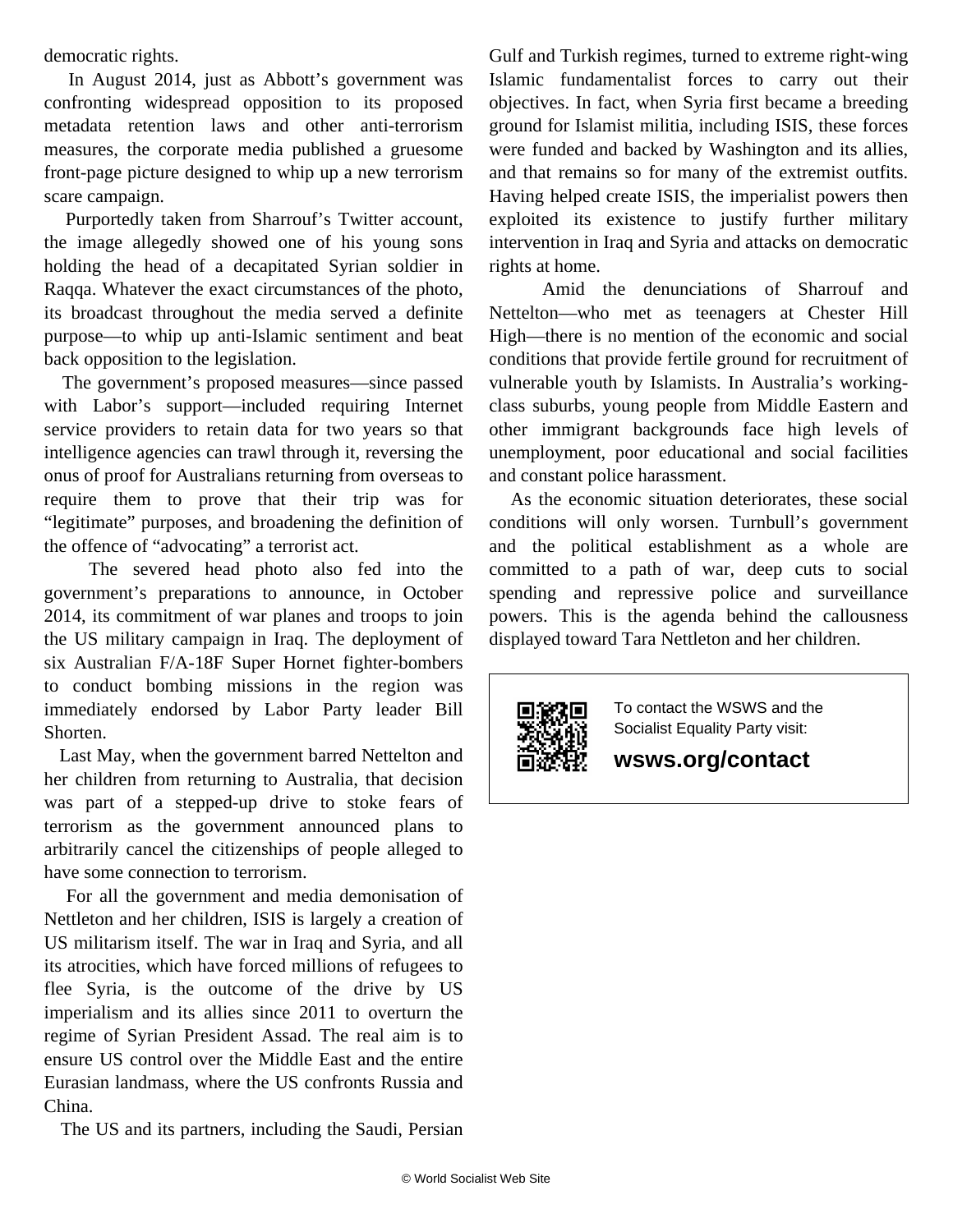democratic rights.

In August 2014, just as Abbott's government was confronting widespread opposition to its proposed metadata retention laws and other anti-terrorism measures, the corporate media published a gruesome front-page picture designed to whip up a new terrorism scare campaign.

Purportedly taken from Sharrouf's Twitter account, the image allegedly showed one of his young sons holding the head of a decapitated Syrian soldier in Raqqa. Whatever the exact circumstances of the photo, its broadcast throughout the media served a definite purpose—to whip up anti-Islamic sentiment and beat back opposition to the legislation.

The government's proposed measures—since passed with Labor's support—included requiring Internet service providers to retain data for two years so that intelligence agencies can trawl through it, reversing the onus of proof for Australians returning from overseas to require them to prove that their trip was for "legitimate" purposes, and broadening the definition of the offence of "advocating" a terrorist act.

The severed head photo also fed into the government's preparations to announce, in October 2014, its commitment of war planes and troops to join the US military campaign in Iraq. The deployment of six Australian F/A-18F Super Hornet fighter-bombers to conduct bombing missions in the region was immediately endorsed by Labor Party leader Bill Shorten.

Last May, when the government barred Nettelton and her children from returning to Australia, that decision was part of a stepped-up drive to stoke fears of terrorism as the government announced plans to arbitrarily cancel the citizenships of people alleged to have some connection to terrorism.

For all the government and media demonisation of Nettleton and her children, ISIS is largely a creation of US militarism itself. The war in Iraq and Syria, and all its atrocities, which have forced millions of refugees to flee Syria, is the outcome of the drive by US imperialism and its allies since 2011 to overturn the regime of Syrian President Assad. The real aim is to ensure US control over the Middle East and the entire Eurasian landmass, where the US confronts Russia and China.

The US and its partners, including the Saudi, Persian Gulf and Turkish regimes, turned to extreme right-wing Islamic fundamentalist forces to carry out their objectives. In fact, when Syria first became a breeding ground for Islamist militia, including ISIS, these forces were funded and backed by Washington and its allies, and that remains so for many of the extremist outfits. Having helped create ISIS, the imperialist powers then exploited its existence to justify further military intervention in Iraq and Syria and attacks on democratic rights at home.

Amid the denunciations of Sharrouf and Nettelton—who met as teenagers at Chester Hill High—there is no mention of the economic and social conditions that provide fertile ground for recruitment of vulnerable youth by Islamists. In Australia's working-class suburbs, young people from Middle Eastern and other immigrant backgrounds face high levels of unemployment, poor educational and social facilities and constant police harassment.

As the economic situation deteriorates, these social conditions will only worsen. Turnbull's government and the political establishment as a whole are committed to a path of war, deep cuts to social spending and repressive police and surveillance powers. This is the agenda behind the callousness displayed toward Tara Nettleton and her children.

To contact the WSWS and the Socialist Equality Party visit:

**wsws.org/contact**